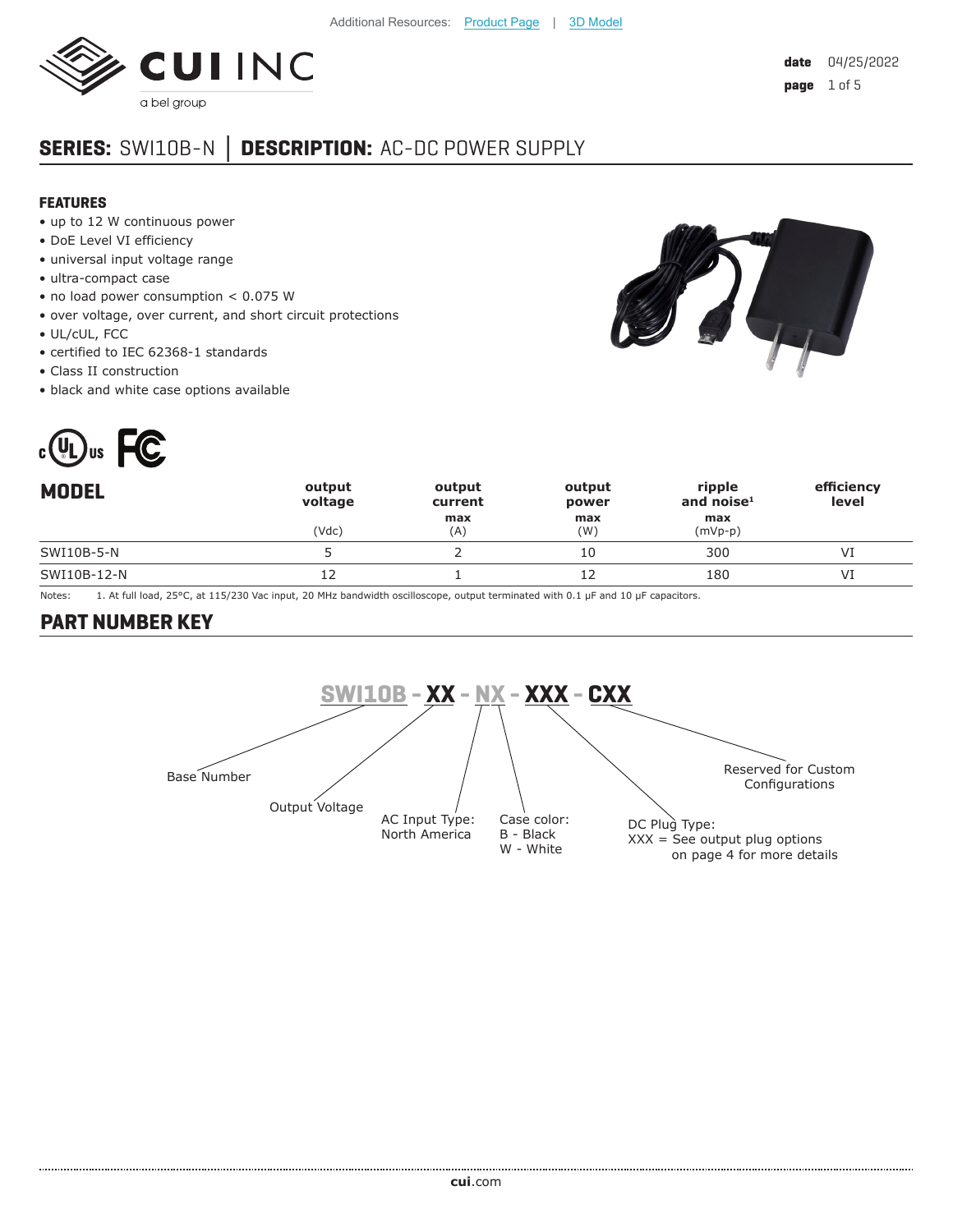Additional Resources: Product Page | 3D Model

date 04/25/2022

# SERIES: SWI10B-N | DESCRIPTION: AC-DC POWER SUPPLY

## FEATURES

- up to 12 W continuous power
- DoE Level VI efficiency
- universal input voltage range
- ultra-compact case
- no load power consumption < 0.075 W
- over voltage, over current, and short circuit protections
- UL/cUL, FCC
- certified to IEC 62368-1 standards
- Class II construction
- black and white case options available

| MODEL | output voltage (Vdc) | output current max (A) | output power max (W) | ripple and noise[1] max (mVp-p) | efficiency level |
|---|---|---|---|---|---|
| SWI10B-5-N | 5 | 2 | 10 | 300 | VI |
| SWI10B-12-N | 12 | 1 | 12 | 180 | VI |

Notes: 1. At full load, 25°C, at 115/230 Vac input, 20 MHz bandwidth oscilloscope, output terminated with 0.1 µF and 10 µF capacitors.

## PART NUMBER KEY

**SWI10B - XX - NX - XXX - CXX**

- Base Number: SWI10B
- Output Voltage: XX
- AC Input Type: North America
- Case color: B - Black, W - White
- DC Plug Type: XXX = See output plug options on page 4 for more details
- Reserved for Custom Configurations: CXX

cui.com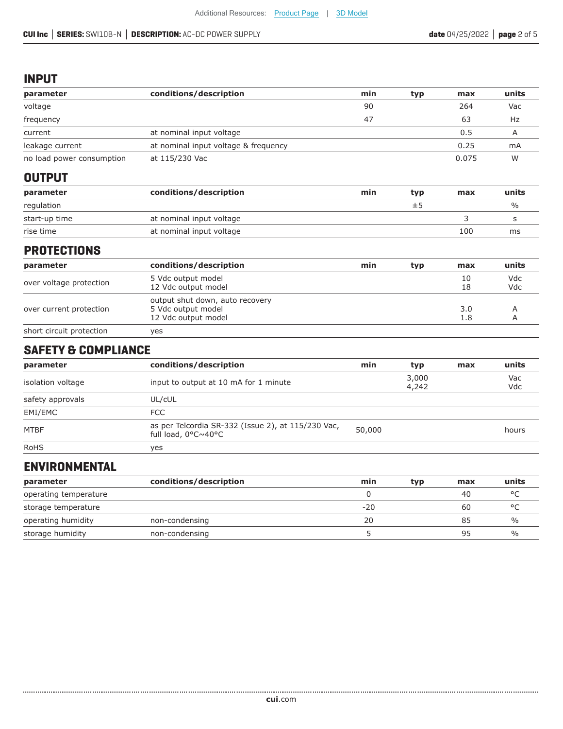## INPUT

| parameter | conditions/description | min | typ | max | units |
|---|---|---|---|---|---|
| voltage | | 90 | | 264 | Vac |
| frequency | | 47 | | 63 | Hz |
| current | at nominal input voltage | | | 0.5 | A |
| leakage current | at nominal input voltage & frequency | | | 0.25 | mA |
| no load power consumption | at 115/230 Vac | | | 0.075 | W |

## OUTPUT

| parameter | conditions/description | min | typ | max | units |
|---|---|---|---|---|---|
| regulation | | | ±5 | | % |
| start-up time | at nominal input voltage | | | 3 | s |
| rise time | at nominal input voltage | | | 100 | ms |

## PROTECTIONS

| parameter | conditions/description | min | typ | max | units |
|---|---|---|---|---|---|
| over voltage protection | 5 Vdc output model<br>12 Vdc output model | | | 10<br>18 | Vdc<br>Vdc |
| over current protection | output shut down, auto recovery<br>5 Vdc output model<br>12 Vdc output model | | | 3.0<br>1.8 | A<br>A |
| short circuit protection | yes | | | | |

## SAFETY & COMPLIANCE

| parameter | conditions/description | min | typ | max | units |
|---|---|---|---|---|---|
| isolation voltage | input to output at 10 mA for 1 minute | | 3,000<br>4,242 | | Vac<br>Vdc |
| safety approvals | UL/cUL | | | | |
| EMI/EMC | FCC | | | | |
| MTBF | as per Telcordia SR-332 (Issue 2), at 115/230 Vac, full load, 0°C~40°C | 50,000 | | | hours |
| RoHS | yes | | | | |

## ENVIRONMENTAL

| parameter | conditions/description | min | typ | max | units |
|---|---|---|---|---|---|
| operating temperature | | 0 | | 40 | °C |
| storage temperature | | -20 | | 60 | °C |
| operating humidity | non-condensing | 20 | | 85 | % |
| storage humidity | non-condensing | 5 | | 95 | % |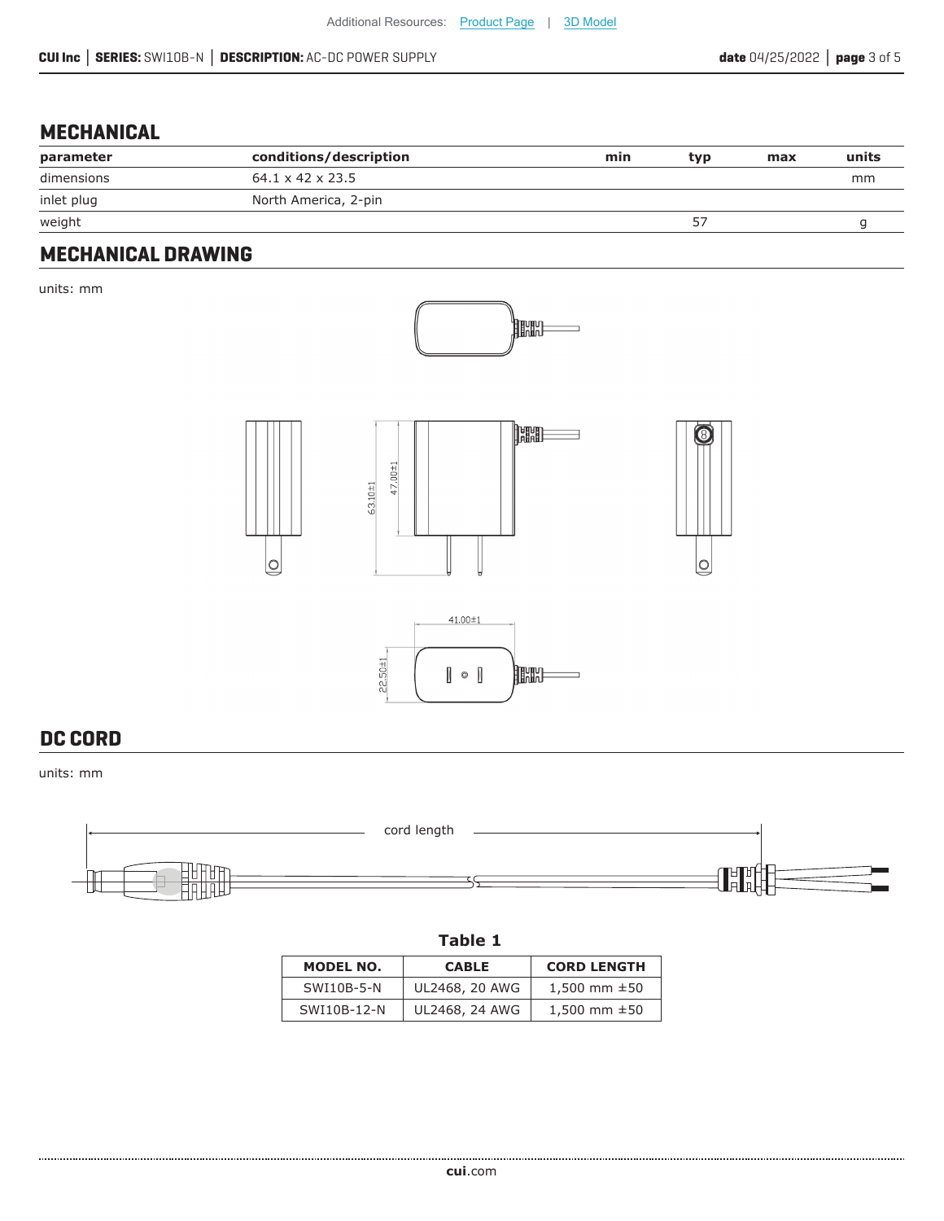Additional Resources: Product Page | 3D Model

## MECHANICAL

| parameter | conditions/description | min | typ | max | units |
|---|---|---|---|---|---|
| dimensions | 64.1 x 42 x 23.5 | | | | mm |
| inlet plug | North America, 2-pin | | | | |
| weight | | | 57 | | g |

## MECHANICAL DRAWING

units: mm

63.10±1

47.00±1

41.00±1

22.50±1

## DC CORD

units: mm

cord length

**Table 1**

| MODEL NO. | CABLE | CORD LENGTH |
|---|---|---|
| SWI10B-5-N | UL2468, 20 AWG | 1,500 mm ±50 |
| SWI10B-12-N | UL2468, 24 AWG | 1,500 mm ±50 |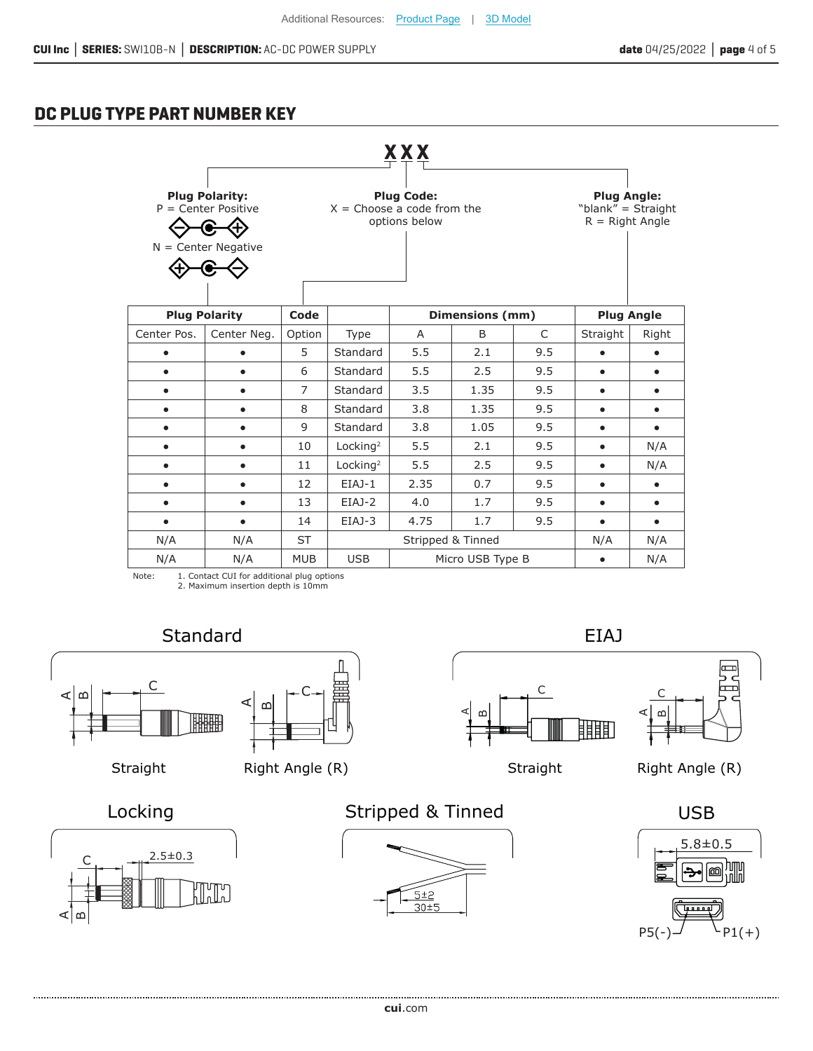Additional Resources: Product Page | 3D Model

## DC PLUG TYPE PART NUMBER KEY

**X X X**

**Plug Polarity:**
P = Center Positive
N = Center Negative

**Plug Code:**
X = Choose a code from the options below

**Plug Angle:**
"blank" = Straight
R = Right Angle

| Plug Polarity | | Code | | Dimensions (mm) | | | Plug Angle | |
|---|---|---|---|---|---|---|---|---|
| Center Pos. | Center Neg. | Option | Type | A | B | C | Straight | Right |
| • | • | 5 | Standard | 5.5 | 2.1 | 9.5 | • | • |
| • | • | 6 | Standard | 5.5 | 2.5 | 9.5 | • | • |
| • | • | 7 | Standard | 3.5 | 1.35 | 9.5 | • | • |
| • | • | 8 | Standard | 3.8 | 1.35 | 9.5 | • | • |
| • | • | 9 | Standard | 3.8 | 1.05 | 9.5 | • | • |
| • | • | 10 | Locking[2] | 5.5 | 2.1 | 9.5 | • | N/A |
| • | • | 11 | Locking[2] | 5.5 | 2.5 | 9.5 | • | N/A |
| • | • | 12 | EIAJ-1 | 2.35 | 0.7 | 9.5 | • | • |
| • | • | 13 | EIAJ-2 | 4.0 | 1.7 | 9.5 | • | • |
| • | • | 14 | EIAJ-3 | 4.75 | 1.7 | 9.5 | • | • |
| N/A | N/A | ST | Stripped & Tinned | | | | N/A | N/A |
| N/A | N/A | MUB | USB | Micro USB Type B | | | • | N/A |

Note:
1. Contact CUI for additional plug options
2. Maximum insertion depth is 10mm

### Standard

Straight

Right Angle (R)

### EIAJ

Straight

Right Angle (R)

### Locking

2.5±0.3

### Stripped & Tinned

5±2

30±5

### USB

5.8±0.5

P5(-)

P1(+)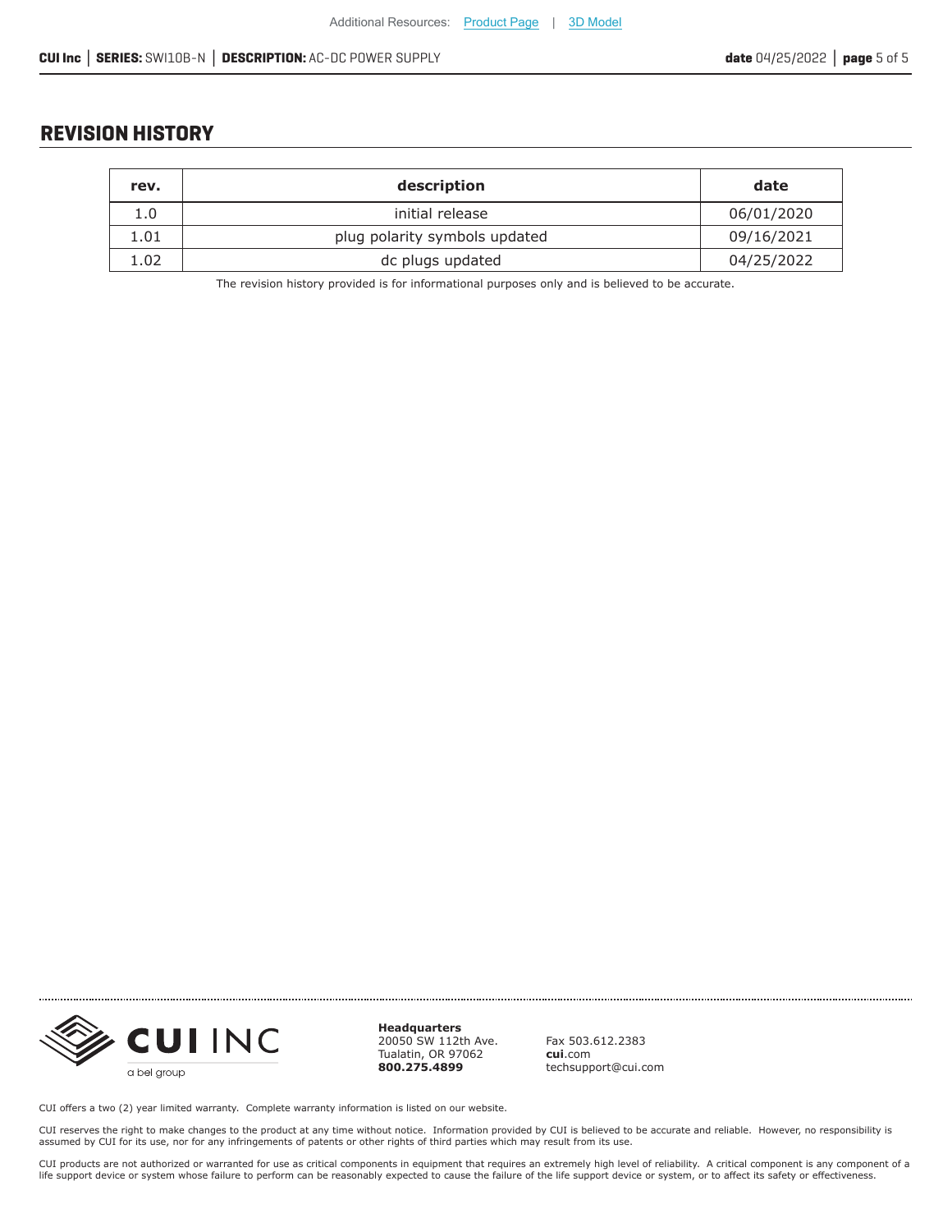## REVISION HISTORY

| rev. | description | date |
|---|---|---|
| 1.0 | initial release | 06/01/2020 |
| 1.01 | plug polarity symbols updated | 09/16/2021 |
| 1.02 | dc plugs updated | 04/25/2022 |

The revision history provided is for informational purposes only and is believed to be accurate.

CUI INC
a bel group

**Headquarters**
20050 SW 112th Ave.
Tualatin, OR 97062
**800.275.4899**

Fax 503.612.2383
**cui**.com
techsupport@cui.com

CUI offers a two (2) year limited warranty. Complete warranty information is listed on our website.

CUI reserves the right to make changes to the product at any time without notice. Information provided by CUI is believed to be accurate and reliable. However, no responsibility is assumed by CUI for its use, nor for any infringements of patents or other rights of third parties which may result from its use.

CUI products are not authorized or warranted for use as critical components in equipment that requires an extremely high level of reliability. A critical component is any component of a life support device or system whose failure to perform can be reasonably expected to cause the failure of the life support device or system, or to affect its safety or effectiveness.